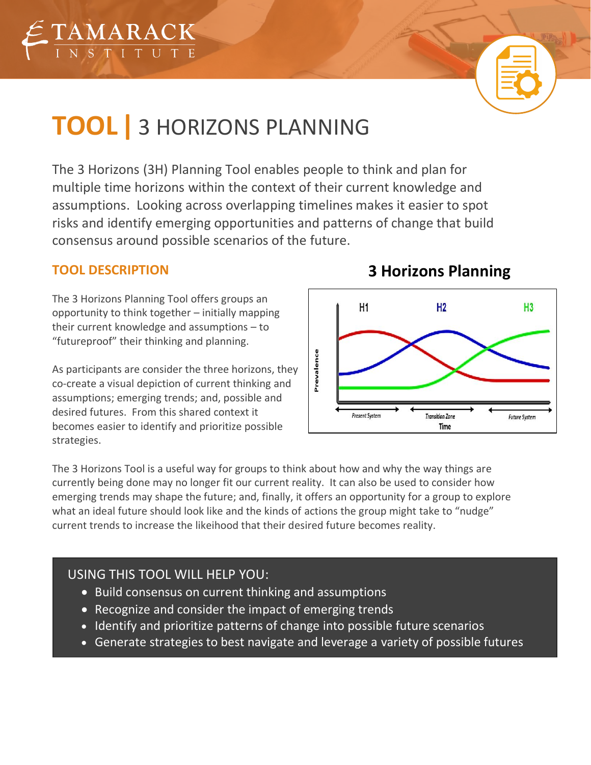TAMARACK INSTITUTE

# TOOL | 3 HORIZONS PLANNING

The 3 Horizons (3H) Planning Tool enables people to think and plan for multiple time horizons within the context of their current knowledge and assumptions. Looking across overlapping timelines makes it easier to spot risks and identify emerging opportunities and patterns of change that build consensus around possible scenarios of the future.

## TOOL DESCRIPTION

The 3 Horizons Planning Tool offers groups an opportunity to think together – initially mapping their current knowledge and assumptions – to "futureproof" their thinking and planning.

As participants are consider the three horizons, they co-create a visual depiction of current thinking and assumptions; emerging trends; and, possible and desired futures. From this shared context it becomes easier to identify and prioritize possible strategies.

**3 Horizons Planning**

H1
H2
H3
Prevalence
Present System
Transition Zone
Future System
Time

The 3 Horizons Tool is a useful way for groups to think about how and why the way things are currently being done may no longer fit our current reality. It can also be used to consider how emerging trends may shape the future; and, finally, it offers an opportunity for a group to explore what an ideal future should look like and the kinds of actions the group might take to "nudge" current trends to increase the likelihood that their desired future becomes reality.

### USING THIS TOOL WILL HELP YOU:

- Build consensus on current thinking and assumptions
- Recognize and consider the impact of emerging trends
- Identify and prioritize patterns of change into possible future scenarios
- Generate strategies to best navigate and leverage a variety of possible futures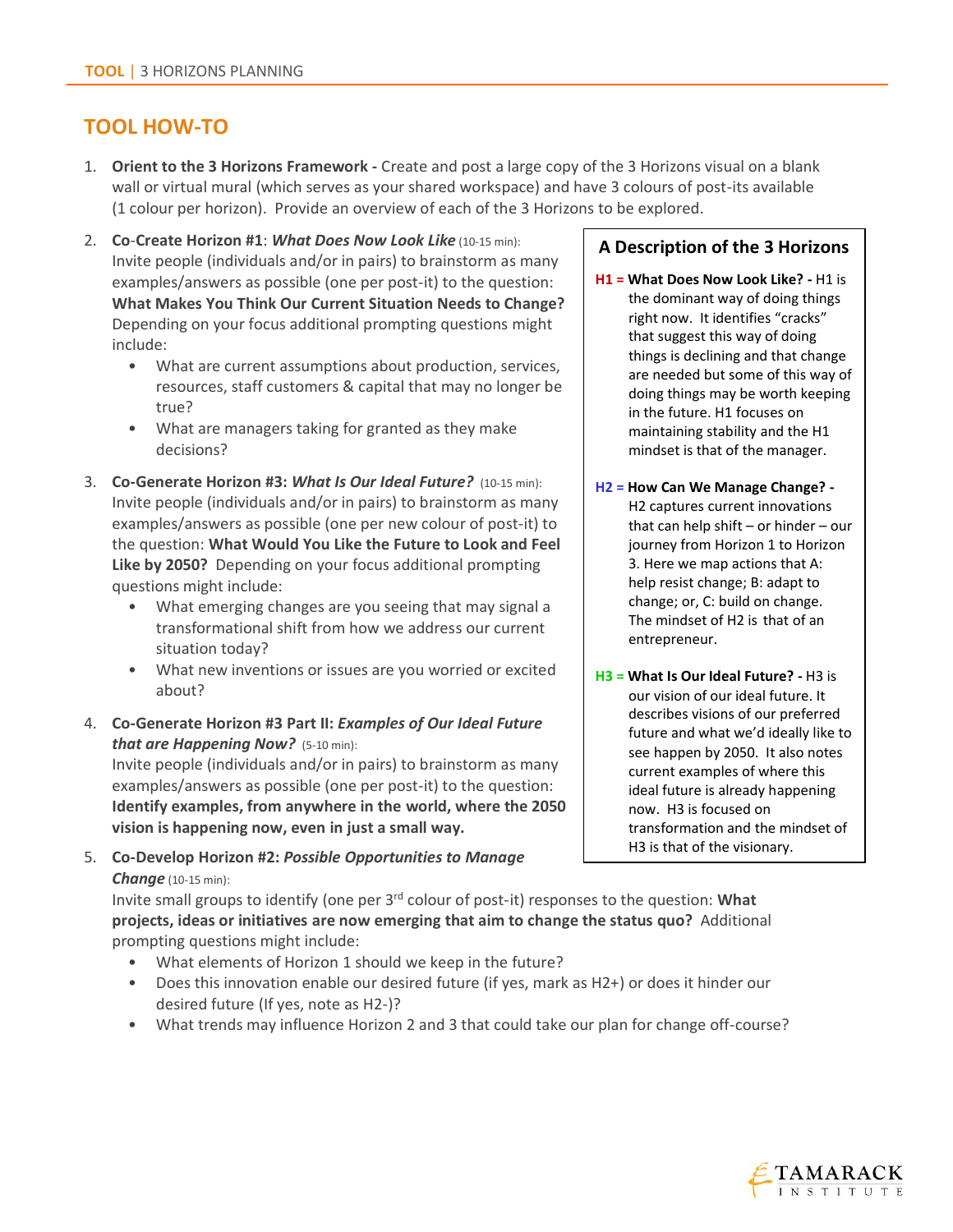## TOOL HOW-TO

1. **Orient to the 3 Horizons Framework -** Create and post a large copy of the 3 Horizons visual on a blank wall or virtual mural (which serves as your shared workspace) and have 3 colours of post-its available (1 colour per horizon). Provide an overview of each of the 3 Horizons to be explored.

2. **Co-Create Horizon #1**: ***What Does Now Look Like*** (10-15 min): Invite people (individuals and/or in pairs) to brainstorm as many examples/answers as possible (one per post-it) to the question: **What Makes You Think Our Current Situation Needs to Change?** Depending on your focus additional prompting questions might include:
   - What are current assumptions about production, services, resources, staff customers & capital that may no longer be true?
   - What are managers taking for granted as they make decisions?

3. **Co-Generate Horizon #3:** ***What Is Our Ideal Future?*** (10-15 min): Invite people (individuals and/or in pairs) to brainstorm as many examples/answers as possible (one per new colour of post-it) to the question: **What Would You Like the Future to Look and Feel Like by 2050?** Depending on your focus additional prompting questions might include:
   - What emerging changes are you seeing that may signal a transformational shift from how we address our current situation today?
   - What new inventions or issues are you worried or excited about?

4. **Co-Generate Horizon #3 Part II:** ***Examples of Our Ideal Future that are Happening Now?*** (5-10 min): Invite people (individuals and/or in pairs) to brainstorm as many examples/answers as possible (one per post-it) to the question: **Identify examples, from anywhere in the world, where the 2050 vision is happening now, even in just a small way.**

5. **Co-Develop Horizon #2:** ***Possible Opportunities to Manage Change*** (10-15 min): Invite small groups to identify (one per 3rd colour of post-it) responses to the question: **What projects, ideas or initiatives are now emerging that aim to change the status quo?** Additional prompting questions might include:
   - What elements of Horizon 1 should we keep in the future?
   - Does this innovation enable our desired future (if yes, mark as H2+) or does it hinder our desired future (If yes, note as H2-)?
   - What trends may influence Horizon 2 and 3 that could take our plan for change off-course?

### A Description of the 3 Horizons

**H1 = What Does Now Look Like? -** H1 is the dominant way of doing things right now. It identifies "cracks" that suggest this way of doing things is declining and that change are needed but some of this way of doing things may be worth keeping in the future. H1 focuses on maintaining stability and the H1 mindset is that of the manager.

**H2 = How Can We Manage Change? -** H2 captures current innovations that can help shift – or hinder – our journey from Horizon 1 to Horizon 3. Here we map actions that A: help resist change; B: adapt to change; or, C: build on change. The mindset of H2 is that of an entrepreneur.

**H3 = What Is Our Ideal Future? -** H3 is our vision of our ideal future. It describes visions of our preferred future and what we'd ideally like to see happen by 2050. It also notes current examples of where this ideal future is already happening now. H3 is focused on transformation and the mindset of H3 is that of the visionary.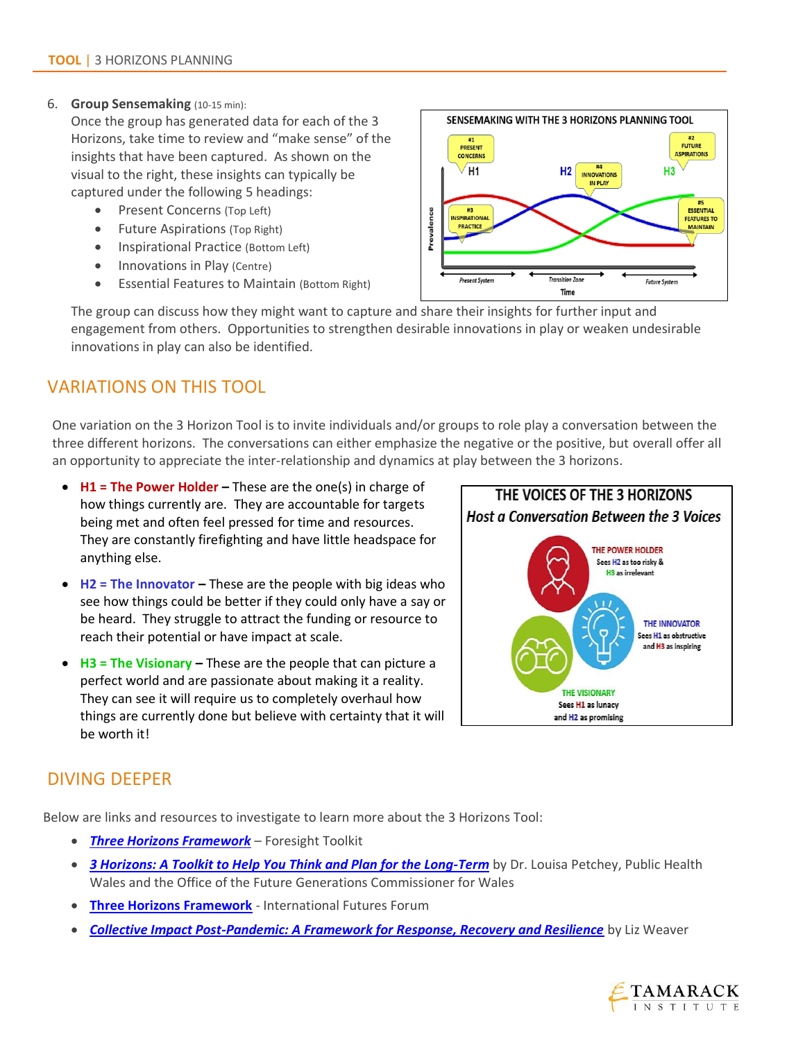6. **Group Sensemaking** (10-15 min):
   Once the group has generated data for each of the 3 Horizons, take time to review and "make sense" of the insights that have been captured. As shown on the visual to the right, these insights can typically be captured under the following 5 headings:
   - Present Concerns (Top Left)
   - Future Aspirations (Top Right)
   - Inspirational Practice (Bottom Left)
   - Innovations in Play (Centre)
   - Essential Features to Maintain (Bottom Right)

SENSEMAKING WITH THE 3 HORIZONS PLANNING TOOL

#1 PRESENT CONCERNS
#2 FUTURE ASPIRATIONS
#3 INSPIRATIONAL PRACTICE
#4 INNOVATIONS IN PLAY
#5 ESSENTIAL FEATURES TO MAINTAIN
H1
H2
H3
Prevalence
Present System
Transition Zone
Future System
Time

The group can discuss how they might want to capture and share their insights for further input and engagement from others. Opportunities to strengthen desirable innovations in play or weaken undesirable innovations in play can also be identified.

## VARIATIONS ON THIS TOOL

One variation on the 3 Horizon Tool is to invite individuals and/or groups to role play a conversation between the three different horizons. The conversations can either emphasize the negative or the positive, but overall offer all an opportunity to appreciate the inter-relationship and dynamics at play between the 3 horizons.

- **H1 = The Power Holder –** These are the one(s) in charge of how things currently are. They are accountable for targets being met and often feel pressed for time and resources. They are constantly firefighting and have little headspace for anything else.
- **H2 = The Innovator –** These are the people with big ideas who see how things could be better if they could only have a say or be heard. They struggle to attract the funding or resource to reach their potential or have impact at scale.
- **H3 = The Visionary –** These are the people that can picture a perfect world and are passionate about making it a reality. They can see it will require us to completely overhaul how things are currently done but believe with certainty that it will be worth it!

THE VOICES OF THE 3 HORIZONS

*Host a Conversation Between the 3 Voices*

THE POWER HOLDER
Sees H2 as too risky & H3 as irrelevant

THE INNOVATOR
Sees H1 as obstructive and H3 as inspiring

THE VISIONARY
Sees H1 as lunacy and H2 as promising

## DIVING DEEPER

Below are links and resources to investigate to learn more about the 3 Horizons Tool:

- ***Three Horizons Framework*** – Foresight Toolkit
- ***3 Horizons: A Toolkit to Help You Think and Plan for the Long-Term*** by Dr. Louisa Petchey, Public Health Wales and the Office of the Future Generations Commissioner for Wales
- **Three Horizons Framework** - International Futures Forum
- ***Collective Impact Post-Pandemic: A Framework for Response, Recovery and Resilience*** by Liz Weaver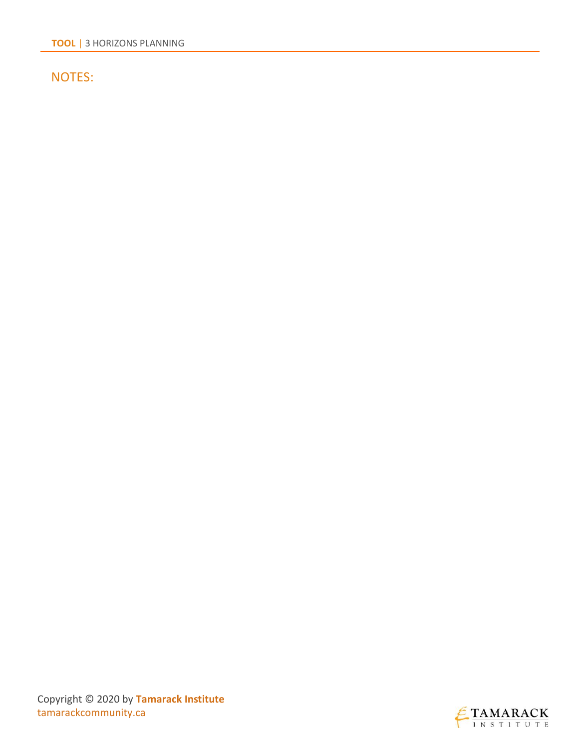## NOTES: